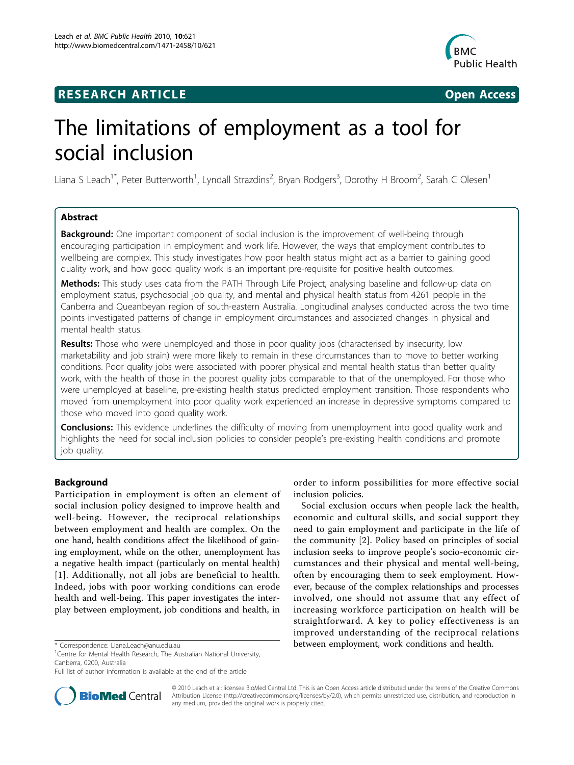**RESEARCH ARTICLE** **Open Access**

# The limitations of employment as a tool for social inclusion

Liana S Leach[1*], Peter Butterworth[1], Lyndall Strazdins[2], Bryan Rodgers[3], Dorothy H Broom[2], Sarah C Olesen[1]

## Abstract

**Background:** One important component of social inclusion is the improvement of well-being through encouraging participation in employment and work life. However, the ways that employment contributes to wellbeing are complex. This study investigates how poor health status might act as a barrier to gaining good quality work, and how good quality work is an important pre-requisite for positive health outcomes.

**Methods:** This study uses data from the PATH Through Life Project, analysing baseline and follow-up data on employment status, psychosocial job quality, and mental and physical health status from 4261 people in the Canberra and Queanbeyan region of south-eastern Australia. Longitudinal analyses conducted across the two time points investigated patterns of change in employment circumstances and associated changes in physical and mental health status.

**Results:** Those who were unemployed and those in poor quality jobs (characterised by insecurity, low marketability and job strain) were more likely to remain in these circumstances than to move to better working conditions. Poor quality jobs were associated with poorer physical and mental health status than better quality work, with the health of those in the poorest quality jobs comparable to that of the unemployed. For those who were unemployed at baseline, pre-existing health status predicted employment transition. Those respondents who moved from unemployment into poor quality work experienced an increase in depressive symptoms compared to those who moved into good quality work.

**Conclusions:** This evidence underlines the difficulty of moving from unemployment into good quality work and highlights the need for social inclusion policies to consider people's pre-existing health conditions and promote job quality.

## Background

Participation in employment is often an element of social inclusion policy designed to improve health and well-being. However, the reciprocal relationships between employment and health are complex. On the one hand, health conditions affect the likelihood of gaining employment, while on the other, unemployment has a negative health impact (particularly on mental health) [1]. Additionally, not all jobs are beneficial to health. Indeed, jobs with poor working conditions can erode health and well-being. This paper investigates the interplay between employment, job conditions and health, in order to inform possibilities for more effective social inclusion policies.

Social exclusion occurs when people lack the health, economic and cultural skills, and social support they need to gain employment and participate in the life of the community [2]. Policy based on principles of social inclusion seeks to improve people's socio-economic circumstances and their physical and mental well-being, often by encouraging them to seek employment. However, because of the complex relationships and processes involved, one should not assume that any effect of increasing workforce participation on health will be straightforward. A key to policy effectiveness is an improved understanding of the reciprocal relations between employment, work conditions and health.

\* Correspondence: Liana.Leach@anu.edu.au
[1]Centre for Mental Health Research, The Australian National University, Canberra, 0200, Australia
Full list of author information is available at the end of the article

© 2010 Leach et al; licensee BioMed Central Ltd. This is an Open Access article distributed under the terms of the Creative Commons Attribution License (http://creativecommons.org/licenses/by/2.0), which permits unrestricted use, distribution, and reproduction in any medium, provided the original work is properly cited.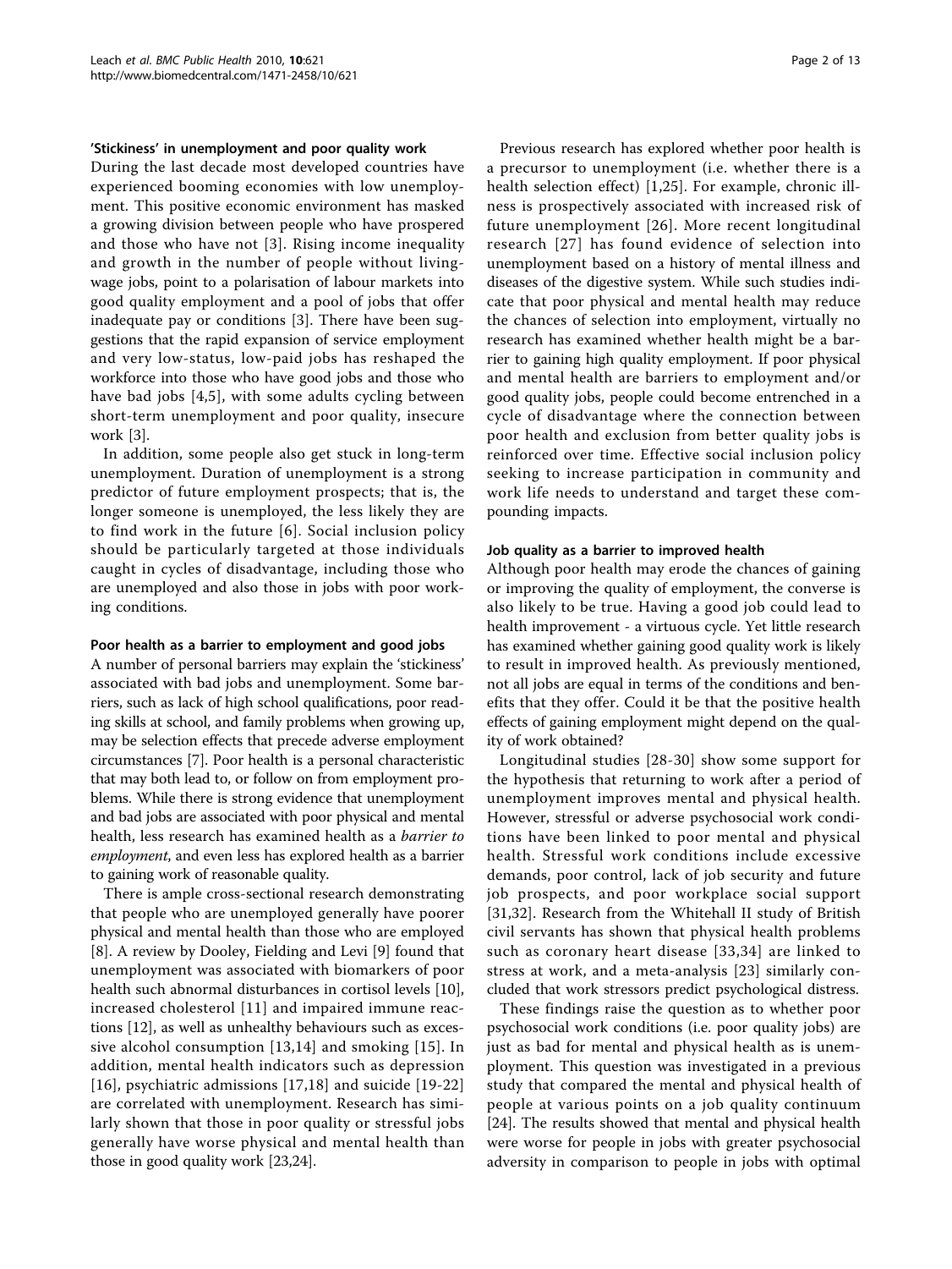### 'Stickiness' in unemployment and poor quality work

During the last decade most developed countries have experienced booming economies with low unemployment. This positive economic environment has masked a growing division between people who have prospered and those who have not [3]. Rising income inequality and growth in the number of people without living-wage jobs, point to a polarisation of labour markets into good quality employment and a pool of jobs that offer inadequate pay or conditions [3]. There have been suggestions that the rapid expansion of service employment and very low-status, low-paid jobs has reshaped the workforce into those who have good jobs and those who have bad jobs [4,5], with some adults cycling between short-term unemployment and poor quality, insecure work [3].

In addition, some people also get stuck in long-term unemployment. Duration of unemployment is a strong predictor of future employment prospects; that is, the longer someone is unemployed, the less likely they are to find work in the future [6]. Social inclusion policy should be particularly targeted at those individuals caught in cycles of disadvantage, including those who are unemployed and also those in jobs with poor working conditions.

### Poor health as a barrier to employment and good jobs

A number of personal barriers may explain the 'stickiness' associated with bad jobs and unemployment. Some barriers, such as lack of high school qualifications, poor reading skills at school, and family problems when growing up, may be selection effects that precede adverse employment circumstances [7]. Poor health is a personal characteristic that may both lead to, or follow on from employment problems. While there is strong evidence that unemployment and bad jobs are associated with poor physical and mental health, less research has examined health as a *barrier to employment*, and even less has explored health as a barrier to gaining work of reasonable quality.

There is ample cross-sectional research demonstrating that people who are unemployed generally have poorer physical and mental health than those who are employed [8]. A review by Dooley, Fielding and Levi [9] found that unemployment was associated with biomarkers of poor health such abnormal disturbances in cortisol levels [10], increased cholesterol [11] and impaired immune reactions [12], as well as unhealthy behaviours such as excessive alcohol consumption [13,14] and smoking [15]. In addition, mental health indicators such as depression [16], psychiatric admissions [17,18] and suicide [19-22] are correlated with unemployment. Research has similarly shown that those in poor quality or stressful jobs generally have worse physical and mental health than those in good quality work [23,24].

Previous research has explored whether poor health is a precursor to unemployment (i.e. whether there is a health selection effect) [1,25]. For example, chronic illness is prospectively associated with increased risk of future unemployment [26]. More recent longitudinal research [27] has found evidence of selection into unemployment based on a history of mental illness and diseases of the digestive system. While such studies indicate that poor physical and mental health may reduce the chances of selection into employment, virtually no research has examined whether health might be a barrier to gaining high quality employment. If poor physical and mental health are barriers to employment and/or good quality jobs, people could become entrenched in a cycle of disadvantage where the connection between poor health and exclusion from better quality jobs is reinforced over time. Effective social inclusion policy seeking to increase participation in community and work life needs to understand and target these compounding impacts.

### Job quality as a barrier to improved health

Although poor health may erode the chances of gaining or improving the quality of employment, the converse is also likely to be true. Having a good job could lead to health improvement - a virtuous cycle. Yet little research has examined whether gaining good quality work is likely to result in improved health. As previously mentioned, not all jobs are equal in terms of the conditions and benefits that they offer. Could it be that the positive health effects of gaining employment might depend on the quality of work obtained?

Longitudinal studies [28-30] show some support for the hypothesis that returning to work after a period of unemployment improves mental and physical health. However, stressful or adverse psychosocial work conditions have been linked to poor mental and physical health. Stressful work conditions include excessive demands, poor control, lack of job security and future job prospects, and poor workplace social support [31,32]. Research from the Whitehall II study of British civil servants has shown that physical health problems such as coronary heart disease [33,34] are linked to stress at work, and a meta-analysis [23] similarly concluded that work stressors predict psychological distress.

These findings raise the question as to whether poor psychosocial work conditions (i.e. poor quality jobs) are just as bad for mental and physical health as is unemployment. This question was investigated in a previous study that compared the mental and physical health of people at various points on a job quality continuum [24]. The results showed that mental and physical health were worse for people in jobs with greater psychosocial adversity in comparison to people in jobs with optimal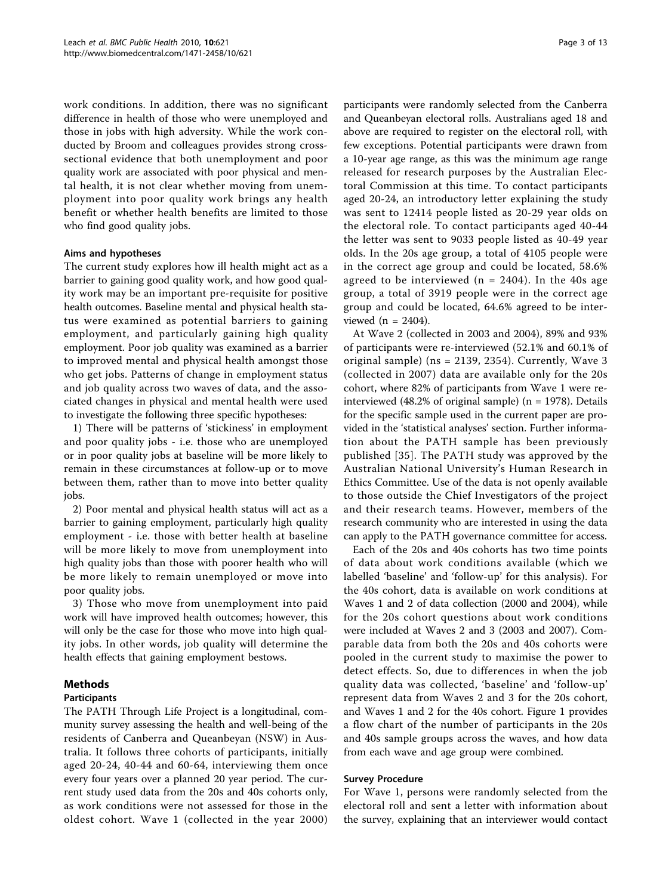work conditions. In addition, there was no significant difference in health of those who were unemployed and those in jobs with high adversity. While the work conducted by Broom and colleagues provides strong cross-sectional evidence that both unemployment and poor quality work are associated with poor physical and mental health, it is not clear whether moving from unemployment into poor quality work brings any health benefit or whether health benefits are limited to those who find good quality jobs.

#### Aims and hypotheses

The current study explores how ill health might act as a barrier to gaining good quality work, and how good quality work may be an important pre-requisite for positive health outcomes. Baseline mental and physical health status were examined as potential barriers to gaining employment, and particularly gaining high quality employment. Poor job quality was examined as a barrier to improved mental and physical health amongst those who get jobs. Patterns of change in employment status and job quality across two waves of data, and the associated changes in physical and mental health were used to investigate the following three specific hypotheses:

1) There will be patterns of 'stickiness' in employment and poor quality jobs - i.e. those who are unemployed or in poor quality jobs at baseline will be more likely to remain in these circumstances at follow-up or to move between them, rather than to move into better quality jobs.

2) Poor mental and physical health status will act as a barrier to gaining employment, particularly high quality employment - i.e. those with better health at baseline will be more likely to move from unemployment into high quality jobs than those with poorer health who will be more likely to remain unemployed or move into poor quality jobs.

3) Those who move from unemployment into paid work will have improved health outcomes; however, this will only be the case for those who move into high quality jobs. In other words, job quality will determine the health effects that gaining employment bestows.

## Methods

### Participants

The PATH Through Life Project is a longitudinal, community survey assessing the health and well-being of the residents of Canberra and Queanbeyan (NSW) in Australia. It follows three cohorts of participants, initially aged 20-24, 40-44 and 60-64, interviewing them once every four years over a planned 20 year period. The current study used data from the 20s and 40s cohorts only, as work conditions were not assessed for those in the oldest cohort. Wave 1 (collected in the year 2000) participants were randomly selected from the Canberra and Queanbeyan electoral rolls. Australians aged 18 and above are required to register on the electoral roll, with few exceptions. Potential participants were drawn from a 10-year age range, as this was the minimum age range released for research purposes by the Australian Electoral Commission at this time. To contact participants aged 20-24, an introductory letter explaining the study was sent to 12414 people listed as 20-29 year olds on the electoral role. To contact participants aged 40-44 the letter was sent to 9033 people listed as 40-49 year olds. In the 20s age group, a total of 4105 people were in the correct age group and could be located, 58.6% agreed to be interviewed (n = 2404). In the 40s age group, a total of 3919 people were in the correct age group and could be located, 64.6% agreed to be interviewed (n = 2404).

At Wave 2 (collected in 2003 and 2004), 89% and 93% of participants were re-interviewed (52.1% and 60.1% of original sample) (ns = 2139, 2354). Currently, Wave 3 (collected in 2007) data are available only for the 20s cohort, where 82% of participants from Wave 1 were re-interviewed (48.2% of original sample) (n = 1978). Details for the specific sample used in the current paper are provided in the 'statistical analyses' section. Further information about the PATH sample has been previously published [35]. The PATH study was approved by the Australian National University's Human Research in Ethics Committee. Use of the data is not openly available to those outside the Chief Investigators of the project and their research teams. However, members of the research community who are interested in using the data can apply to the PATH governance committee for access.

Each of the 20s and 40s cohorts has two time points of data about work conditions available (which we labelled 'baseline' and 'follow-up' for this analysis). For the 40s cohort, data is available on work conditions at Waves 1 and 2 of data collection (2000 and 2004), while for the 20s cohort questions about work conditions were included at Waves 2 and 3 (2003 and 2007). Comparable data from both the 20s and 40s cohorts were pooled in the current study to maximise the power to detect effects. So, due to differences in when the job quality data was collected, 'baseline' and 'follow-up' represent data from Waves 2 and 3 for the 20s cohort, and Waves 1 and 2 for the 40s cohort. Figure 1 provides a flow chart of the number of participants in the 20s and 40s sample groups across the waves, and how data from each wave and age group were combined.

### Survey Procedure

For Wave 1, persons were randomly selected from the electoral roll and sent a letter with information about the survey, explaining that an interviewer would contact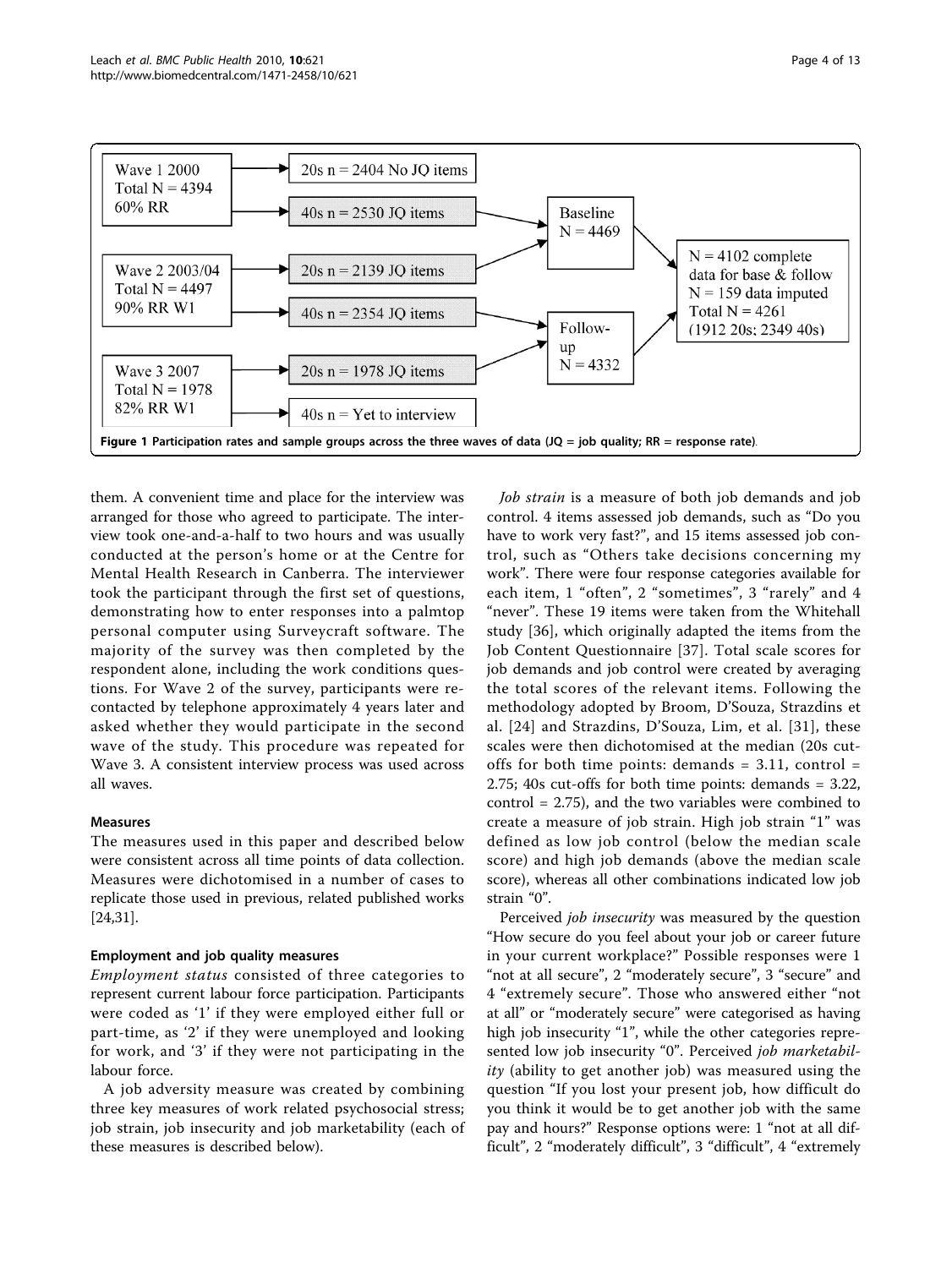Wave 1 2000
Total N = 4394
60% RR

20s n = 2404 No JQ items

40s n = 2530 JQ items

Wave 2 2003/04
Total N = 4497
90% RR W1

20s n = 2139 JQ items

40s n = 2354 JQ items

Wave 3 2007
Total N = 1978
82% RR W1

20s n = 1978 JQ items

40s n = Yet to interview

Baseline
N = 4469

Follow-up
N = 4332

N = 4102 complete data for base & follow
N = 159 data imputed
Total N = 4261
(1912 20s; 2349 40s)

**Figure 1 Participation rates and sample groups across the three waves of data (JQ = job quality; RR = response rate).**

them. A convenient time and place for the interview was arranged for those who agreed to participate. The interview took one-and-a-half to two hours and was usually conducted at the person's home or at the Centre for Mental Health Research in Canberra. The interviewer took the participant through the first set of questions, demonstrating how to enter responses into a palmtop personal computer using Surveycraft software. The majority of the survey was then completed by the respondent alone, including the work conditions questions. For Wave 2 of the survey, participants were re-contacted by telephone approximately 4 years later and asked whether they would participate in the second wave of the study. This procedure was repeated for Wave 3. A consistent interview process was used across all waves.

### Measures

The measures used in this paper and described below were consistent across all time points of data collection. Measures were dichotomised in a number of cases to replicate those used in previous, related published works [24,31].

### Employment and job quality measures

*Employment status* consisted of three categories to represent current labour force participation. Participants were coded as '1' if they were employed either full or part-time, as '2' if they were unemployed and looking for work, and '3' if they were not participating in the labour force.

A job adversity measure was created by combining three key measures of work related psychosocial stress; job strain, job insecurity and job marketability (each of these measures is described below).

*Job strain* is a measure of both job demands and job control. 4 items assessed job demands, such as "Do you have to work very fast?", and 15 items assessed job control, such as "Others take decisions concerning my work". There were four response categories available for each item, 1 "often", 2 "sometimes", 3 "rarely" and 4 "never". These 19 items were taken from the Whitehall study [36], which originally adapted the items from the Job Content Questionnaire [37]. Total scale scores for job demands and job control were created by averaging the total scores of the relevant items. Following the methodology adopted by Broom, D'Souza, Strazdins et al. [24] and Strazdins, D'Souza, Lim, et al. [31], these scales were then dichotomised at the median (20s cut-offs for both time points: demands = 3.11, control = 2.75; 40s cut-offs for both time points: demands = 3.22, control = 2.75), and the two variables were combined to create a measure of job strain. High job strain "1" was defined as low job control (below the median scale score) and high job demands (above the median scale score), whereas all other combinations indicated low job strain "0".

Perceived *job insecurity* was measured by the question "How secure do you feel about your job or career future in your current workplace?" Possible responses were 1 "not at all secure", 2 "moderately secure", 3 "secure" and 4 "extremely secure". Those who answered either "not at all" or "moderately secure" were categorised as having high job insecurity "1", while the other categories represented low job insecurity "0". Perceived *job marketability* (ability to get another job) was measured using the question "If you lost your present job, how difficult do you think it would be to get another job with the same pay and hours?" Response options were: 1 "not at all difficult", 2 "moderately difficult", 3 "difficult", 4 "extremely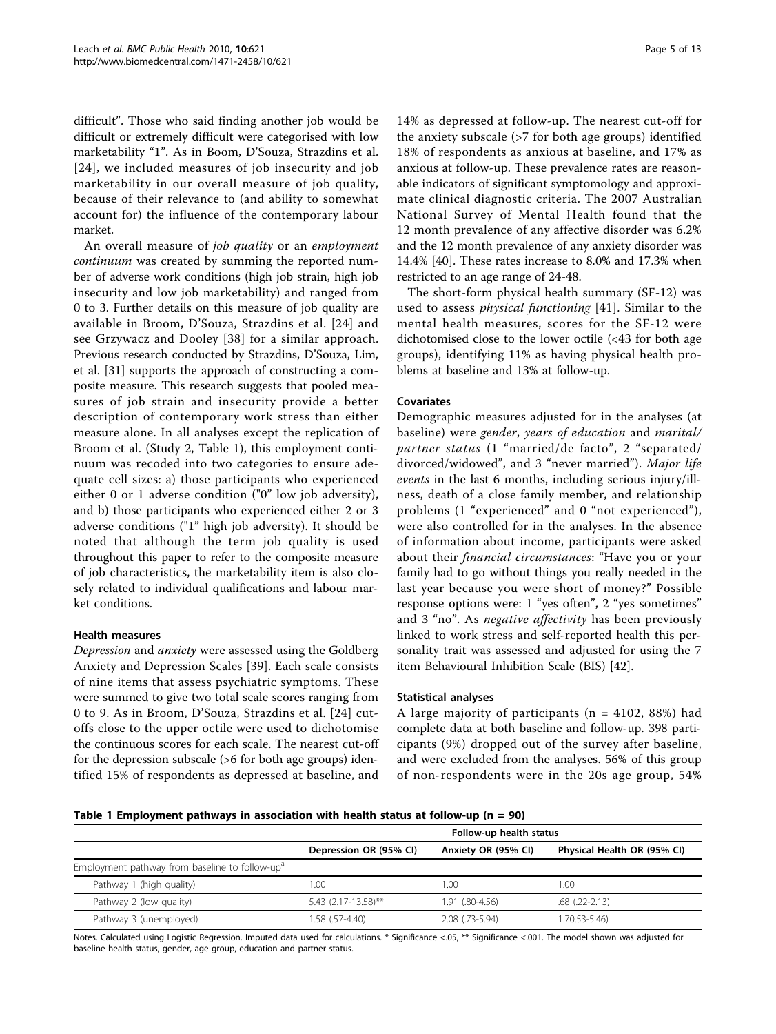difficult". Those who said finding another job would be difficult or extremely difficult were categorised with low marketability "1". As in Boom, D'Souza, Strazdins et al. [24], we included measures of job insecurity and job marketability in our overall measure of job quality, because of their relevance to (and ability to somewhat account for) the influence of the contemporary labour market.

An overall measure of *job quality* or an *employment continuum* was created by summing the reported number of adverse work conditions (high job strain, high job insecurity and low job marketability) and ranged from 0 to 3. Further details on this measure of job quality are available in Broom, D'Souza, Strazdins et al. [24] and see Grzywacz and Dooley [38] for a similar approach. Previous research conducted by Strazdins, D'Souza, Lim, et al. [31] supports the approach of constructing a composite measure. This research suggests that pooled measures of job strain and insecurity provide a better description of contemporary work stress than either measure alone. In all analyses except the replication of Broom et al. (Study 2, Table 1), this employment continuum was recoded into two categories to ensure adequate cell sizes: a) those participants who experienced either 0 or 1 adverse condition ("0" low job adversity), and b) those participants who experienced either 2 or 3 adverse conditions ("1" high job adversity). It should be noted that although the term job quality is used throughout this paper to refer to the composite measure of job characteristics, the marketability item is also closely related to individual qualifications and labour market conditions.

### Health measures

*Depression* and *anxiety* were assessed using the Goldberg Anxiety and Depression Scales [39]. Each scale consists of nine items that assess psychiatric symptoms. These were summed to give two total scale scores ranging from 0 to 9. As in Broom, D'Souza, Strazdins et al. [24] cutoffs close to the upper octile were used to dichotomise the continuous scores for each scale. The nearest cut-off for the depression subscale (>6 for both age groups) identified 15% of respondents as depressed at baseline, and 14% as depressed at follow-up. The nearest cut-off for the anxiety subscale (>7 for both age groups) identified 18% of respondents as anxious at baseline, and 17% as anxious at follow-up. These prevalence rates are reasonable indicators of significant symptomology and approximate clinical diagnostic criteria. The 2007 Australian National Survey of Mental Health found that the 12 month prevalence of any affective disorder was 6.2% and the 12 month prevalence of any anxiety disorder was 14.4% [40]. These rates increase to 8.0% and 17.3% when restricted to an age range of 24-48.

The short-form physical health summary (SF-12) was used to assess *physical functioning* [41]. Similar to the mental health measures, scores for the SF-12 were dichotomised close to the lower octile (<43 for both age groups), identifying 11% as having physical health problems at baseline and 13% at follow-up.

### Covariates

Demographic measures adjusted for in the analyses (at baseline) were *gender*, *years of education* and *marital/partner status* (1 "married/de facto", 2 "separated/divorced/widowed", and 3 "never married"). *Major life events* in the last 6 months, including serious injury/illness, death of a close family member, and relationship problems (1 "experienced" and 0 "not experienced"), were also controlled for in the analyses. In the absence of information about income, participants were asked about their *financial circumstances*: "Have you or your family had to go without things you really needed in the last year because you were short of money?" Possible response options were: 1 "yes often", 2 "yes sometimes" and 3 "no". As *negative affectivity* has been previously linked to work stress and self-reported health this personality trait was assessed and adjusted for using the 7 item Behavioural Inhibition Scale (BIS) [42].

### Statistical analyses

A large majority of participants (n = 4102, 88%) had complete data at both baseline and follow-up. 398 participants (9%) dropped out of the survey after baseline, and were excluded from the analyses. 56% of this group of non-respondents were in the 20s age group, 54%

**Table 1 Employment pathways in association with health status at follow-up (n = 90)**

| | Follow-up health status | | |
|---|---|---|---|
| | Depression OR (95% CI) | Anxiety OR (95% CI) | Physical Health OR (95% CI) |
| Employment pathway from baseline to follow-up[a] | | | |
| Pathway 1 (high quality) | 1.00 | 1.00 | 1.00 |
| Pathway 2 (low quality) | 5.43 (2.17-13.58)** | 1.91 (.80-4.56) | .68 (.22-2.13) |
| Pathway 3 (unemployed) | 1.58 (.57-4.40) | 2.08 (.73-5.94) | 1.70.53-5.46) |

Notes. Calculated using Logistic Regression. Imputed data used for calculations. * Significance <.05, ** Significance <.001. The model shown was adjusted for baseline health status, gender, age group, education and partner status.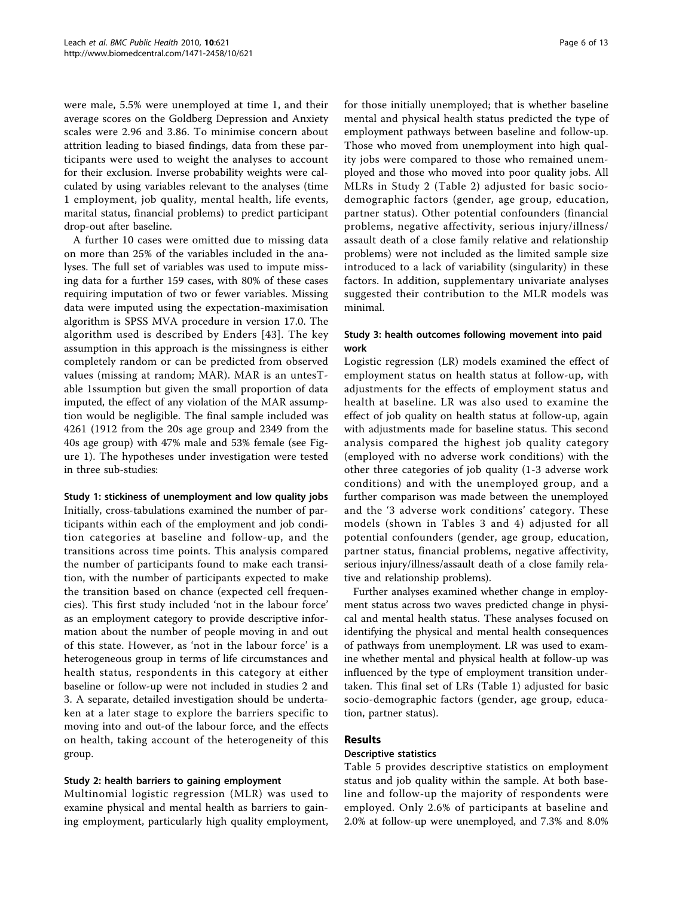were male, 5.5% were unemployed at time 1, and their average scores on the Goldberg Depression and Anxiety scales were 2.96 and 3.86. To minimise concern about attrition leading to biased findings, data from these participants were used to weight the analyses to account for their exclusion. Inverse probability weights were calculated by using variables relevant to the analyses (time 1 employment, job quality, mental health, life events, marital status, financial problems) to predict participant drop-out after baseline.

A further 10 cases were omitted due to missing data on more than 25% of the variables included in the analyses. The full set of variables was used to impute missing data for a further 159 cases, with 80% of these cases requiring imputation of two or fewer variables. Missing data were imputed using the expectation-maximisation algorithm is SPSS MVA procedure in version 17.0. The algorithm used is described by Enders [43]. The key assumption in this approach is the missingness is either completely random or can be predicted from observed values (missing at random; MAR). MAR is an untesTable 1ssumption but given the small proportion of data imputed, the effect of any violation of the MAR assumption would be negligible. The final sample included was 4261 (1912 from the 20s age group and 2349 from the 40s age group) with 47% male and 53% female (see Figure 1). The hypotheses under investigation were tested in three sub-studies:

#### Study 1: stickiness of unemployment and low quality jobs

Initially, cross-tabulations examined the number of participants within each of the employment and job condition categories at baseline and follow-up, and the transitions across time points. This analysis compared the number of participants found to make each transition, with the number of participants expected to make the transition based on chance (expected cell frequencies). This first study included 'not in the labour force' as an employment category to provide descriptive information about the number of people moving in and out of this state. However, as 'not in the labour force' is a heterogeneous group in terms of life circumstances and health status, respondents in this category at either baseline or follow-up were not included in studies 2 and 3. A separate, detailed investigation should be undertaken at a later stage to explore the barriers specific to moving into and out-of the labour force, and the effects on health, taking account of the heterogeneity of this group.

#### Study 2: health barriers to gaining employment

Multinomial logistic regression (MLR) was used to examine physical and mental health as barriers to gaining employment, particularly high quality employment, for those initially unemployed; that is whether baseline mental and physical health status predicted the type of employment pathways between baseline and follow-up. Those who moved from unemployment into high quality jobs were compared to those who remained unemployed and those who moved into poor quality jobs. All MLRs in Study 2 (Table 2) adjusted for basic socio-demographic factors (gender, age group, education, partner status). Other potential confounders (financial problems, negative affectivity, serious injury/illness/assault death of a close family relative and relationship problems) were not included as the limited sample size introduced to a lack of variability (singularity) in these factors. In addition, supplementary univariate analyses suggested their contribution to the MLR models was minimal.

#### Study 3: health outcomes following movement into paid work

Logistic regression (LR) models examined the effect of employment status on health status at follow-up, with adjustments for the effects of employment status and health at baseline. LR was also used to examine the effect of job quality on health status at follow-up, again with adjustments made for baseline status. This second analysis compared the highest job quality category (employed with no adverse work conditions) with the other three categories of job quality (1-3 adverse work conditions) and with the unemployed group, and a further comparison was made between the unemployed and the '3 adverse work conditions' category. These models (shown in Tables 3 and 4) adjusted for all potential confounders (gender, age group, education, partner status, financial problems, negative affectivity, serious injury/illness/assault death of a close family relative and relationship problems).

Further analyses examined whether change in employment status across two waves predicted change in physical and mental health status. These analyses focused on identifying the physical and mental health consequences of pathways from unemployment. LR was used to examine whether mental and physical health at follow-up was influenced by the type of employment transition undertaken. This final set of LRs (Table 1) adjusted for basic socio-demographic factors (gender, age group, education, partner status).

## Results

### Descriptive statistics

Table 5 provides descriptive statistics on employment status and job quality within the sample. At both baseline and follow-up the majority of respondents were employed. Only 2.6% of participants at baseline and 2.0% at follow-up were unemployed, and 7.3% and 8.0%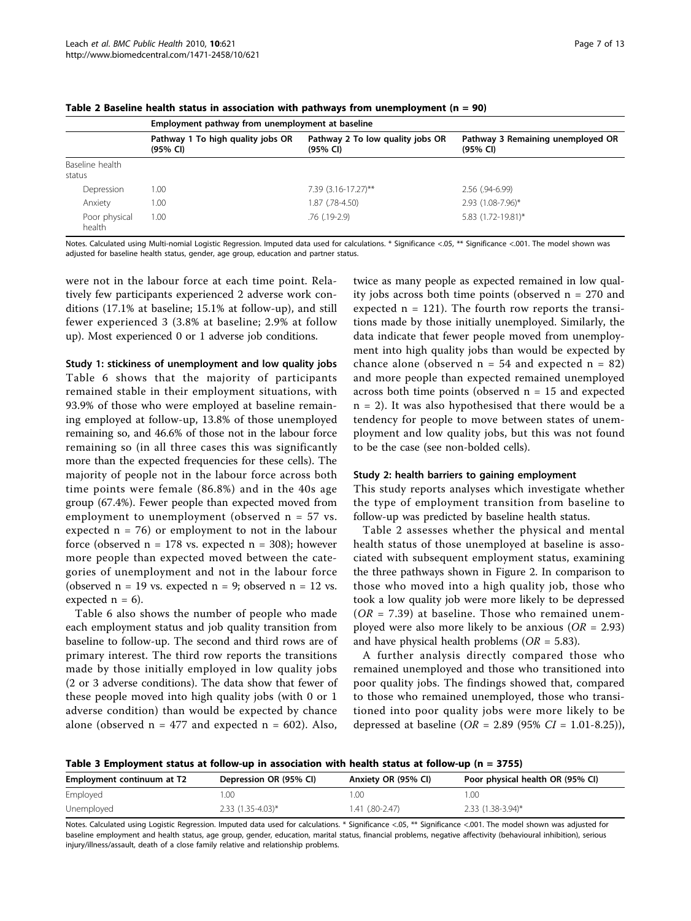**Table 2 Baseline health status in association with pathways from unemployment (n = 90)**

| | Employment pathway from unemployment at baseline | | |
|---|---|---|---|
| | Pathway 1 To high quality jobs OR (95% CI) | Pathway 2 To low quality jobs OR (95% CI) | Pathway 3 Remaining unemployed OR (95% CI) |
| Baseline health status | | | |
| Depression | 1.00 | 7.39 (3.16-17.27)** | 2.56 (.94-6.99) |
| Anxiety | 1.00 | 1.87 (.78-4.50) | 2.93 (1.08-7.96)* |
| Poor physical health | 1.00 | .76 (.19-2.9) | 5.83 (1.72-19.81)* |

Notes. Calculated using Multi-nomial Logistic Regression. Imputed data used for calculations. * Significance <.05, ** Significance <.001. The model shown was adjusted for baseline health status, gender, age group, education and partner status.

were not in the labour force at each time point. Relatively few participants experienced 2 adverse work conditions (17.1% at baseline; 15.1% at follow-up), and still fewer experienced 3 (3.8% at baseline; 2.9% at follow up). Most experienced 0 or 1 adverse job conditions.

**Study 1: stickiness of unemployment and low quality jobs**

Table 6 shows that the majority of participants remained stable in their employment situations, with 93.9% of those who were employed at baseline remaining employed at follow-up, 13.8% of those unemployed remaining so, and 46.6% of those not in the labour force remaining so (in all three cases this was significantly more than the expected frequencies for these cells). The majority of people not in the labour force across both time points were female (86.8%) and in the 40s age group (67.4%). Fewer people than expected moved from employment to unemployment (observed n = 57 vs. expected n = 76) or employment to not in the labour force (observed n = 178 vs. expected n = 308); however more people than expected moved between the categories of unemployment and not in the labour force (observed n = 19 vs. expected n = 9; observed n = 12 vs. expected n = 6).

Table 6 also shows the number of people who made each employment status and job quality transition from baseline to follow-up. The second and third rows are of primary interest. The third row reports the transitions made by those initially employed in low quality jobs (2 or 3 adverse conditions). The data show that fewer of these people moved into high quality jobs (with 0 or 1 adverse condition) than would be expected by chance alone (observed n = 477 and expected n = 602). Also, twice as many people as expected remained in low quality jobs across both time points (observed n = 270 and expected n = 121). The fourth row reports the transitions made by those initially unemployed. Similarly, the data indicate that fewer people moved from unemployment into high quality jobs than would be expected by chance alone (observed n = 54 and expected n = 82) and more people than expected remained unemployed across both time points (observed n = 15 and expected n = 2). It was also hypothesised that there would be a tendency for people to move between states of unemployment and low quality jobs, but this was not found to be the case (see non-bolded cells).

**Study 2: health barriers to gaining employment**

This study reports analyses which investigate whether the type of employment transition from baseline to follow-up was predicted by baseline health status.

Table 2 assesses whether the physical and mental health status of those unemployed at baseline is associated with subsequent employment status, examining the three pathways shown in Figure 2. In comparison to those who moved into a high quality job, those who took a low quality job were more likely to be depressed ($OR$ = 7.39) at baseline. Those who remained unemployed were also more likely to be anxious ($OR$ = 2.93) and have physical health problems ($OR$ = 5.83).

A further analysis directly compared those who remained unemployed and those who transitioned into poor quality jobs. The findings showed that, compared to those who remained unemployed, those who transitioned into poor quality jobs were more likely to be depressed at baseline ($OR$ = 2.89 (95% $CI$ = 1.01-8.25)),

**Table 3 Employment status at follow-up in association with health status at follow-up (n = 3755)**

| Employment continuum at T2 | Depression OR (95% CI) | Anxiety OR (95% CI) | Poor physical health OR (95% CI) |
|---|---|---|---|
| Employed | 1.00 | 1.00 | 1.00 |
| Unemployed | 2.33 (1.35-4.03)* | 1.41 (.80-2.47) | 2.33 (1.38-3.94)* |

Notes. Calculated using Logistic Regression. Imputed data used for calculations. * Significance <.05, ** Significance <.001. The model shown was adjusted for baseline employment and health status, age group, gender, education, marital status, financial problems, negative affectivity (behavioural inhibition), serious injury/illness/assault, death of a close family relative and relationship problems.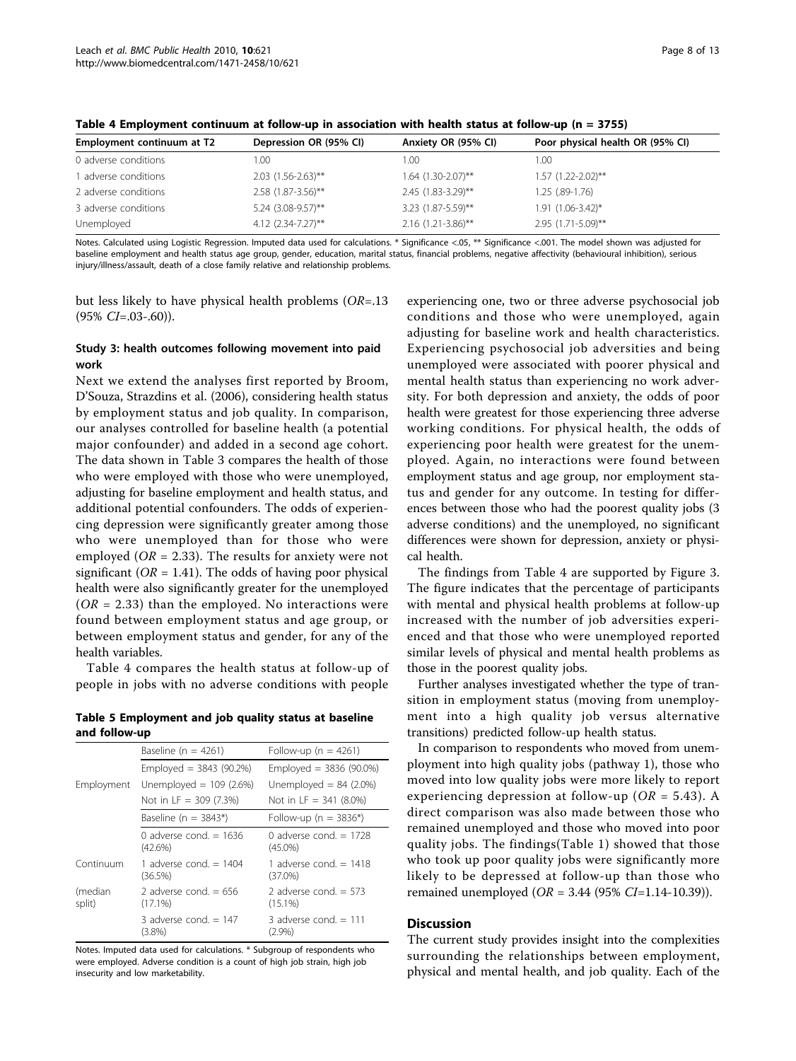**Table 4 Employment continuum at follow-up in association with health status at follow-up (n = 3755)**

| Employment continuum at T2 | Depression OR (95% CI) | Anxiety OR (95% CI) | Poor physical health OR (95% CI) |
|---|---|---|---|
| 0 adverse conditions | 1.00 | 1.00 | 1.00 |
| 1 adverse conditions | 2.03 (1.56-2.63)** | 1.64 (1.30-2.07)** | 1.57 (1.22-2.02)** |
| 2 adverse conditions | 2.58 (1.87-3.56)** | 2.45 (1.83-3.29)** | 1.25 (.89-1.76) |
| 3 adverse conditions | 5.24 (3.08-9.57)** | 3.23 (1.87-5.59)** | 1.91 (1.06-3.42)* |
| Unemployed | 4.12 (2.34-7.27)** | 2.16 (1.21-3.86)** | 2.95 (1.71-5.09)** |

Notes. Calculated using Logistic Regression. Imputed data used for calculations. * Significance <.05, ** Significance <.001. The model shown was adjusted for baseline employment and health status age group, gender, education, marital status, financial problems, negative affectivity (behavioural inhibition), serious injury/illness/assault, death of a close family relative and relationship problems.

but less likely to have physical health problems (*OR*=.13 (95% *CI*=.03-.60)).

### Study 3: health outcomes following movement into paid work

Next we extend the analyses first reported by Broom, D'Souza, Strazdins et al. (2006), considering health status by employment status and job quality. In comparison, our analyses controlled for baseline health (a potential major confounder) and added in a second age cohort. The data shown in Table 3 compares the health of those who were employed with those who were unemployed, adjusting for baseline employment and health status, and additional potential confounders. The odds of experiencing depression were significantly greater among those who were unemployed than for those who were employed (*OR* = 2.33). The results for anxiety were not significant (*OR* = 1.41). The odds of having poor physical health were also significantly greater for the unemployed (*OR* = 2.33) than the employed. No interactions were found between employment status and age group, or between employment status and gender, for any of the health variables.

Table 4 compares the health status at follow-up of people in jobs with no adverse conditions with people experiencing one, two or three adverse psychosocial job conditions and those who were unemployed, again adjusting for baseline work and health characteristics. Experiencing psychosocial job adversities and being unemployed were associated with poorer physical and mental health status than experiencing no work adversity. For both depression and anxiety, the odds of poor health were greatest for those experiencing three adverse working conditions. For physical health, the odds of experiencing poor health were greatest for the unemployed. Again, no interactions were found between employment status and age group, nor employment status and gender for any outcome. In testing for differences between those who had the poorest quality jobs (3 adverse conditions) and the unemployed, no significant differences were shown for depression, anxiety or physical health.

The findings from Table 4 are supported by Figure 3. The figure indicates that the percentage of participants with mental and physical health problems at follow-up increased with the number of job adversities experienced and that those who were unemployed reported similar levels of physical and mental health problems as those in the poorest quality jobs.

Further analyses investigated whether the type of transition in employment status (moving from unemployment into a high quality job versus alternative transitions) predicted follow-up health status.

In comparison to respondents who moved from unemployment into high quality jobs (pathway 1), those who moved into low quality jobs were more likely to report experiencing depression at follow-up (*OR* = 5.43). A direct comparison was also made between those who remained unemployed and those who moved into poor quality jobs. The findings(Table 1) showed that those who took up poor quality jobs were significantly more likely to be depressed at follow-up than those who remained unemployed (*OR* = 3.44 (95% *CI*=1.14-10.39)).

**Table 5 Employment and job quality status at baseline and follow-up**

| | Baseline (n = 4261) | Follow-up (n = 4261) |
|---|---|---|
| Employment | Employed = 3843 (90.2%) | Employed = 3836 (90.0%) |
| | Unemployed = 109 (2.6%) | Unemployed = 84 (2.0%) |
| | Not in LF = 309 (7.3%) | Not in LF = 341 (8.0%) |
| | Baseline (n = 3843*) | Follow-up (n = 3836*) |
| Continuum (median split) | 0 adverse cond. = 1636 (42.6%) | 0 adverse cond. = 1728 (45.0%) |
| | 1 adverse cond. = 1404 (36.5%) | 1 adverse cond. = 1418 (37.0%) |
| | 2 adverse cond. = 656 (17.1%) | 2 adverse cond. = 573 (15.1%) |
| | 3 adverse cond. = 147 (3.8%) | 3 adverse cond. = 111 (2.9%) |

Notes. Imputed data used for calculations. * Subgroup of respondents who were employed. Adverse condition is a count of high job strain, high job insecurity and low marketability.

## Discussion

The current study provides insight into the complexities surrounding the relationships between employment, physical and mental health, and job quality. Each of the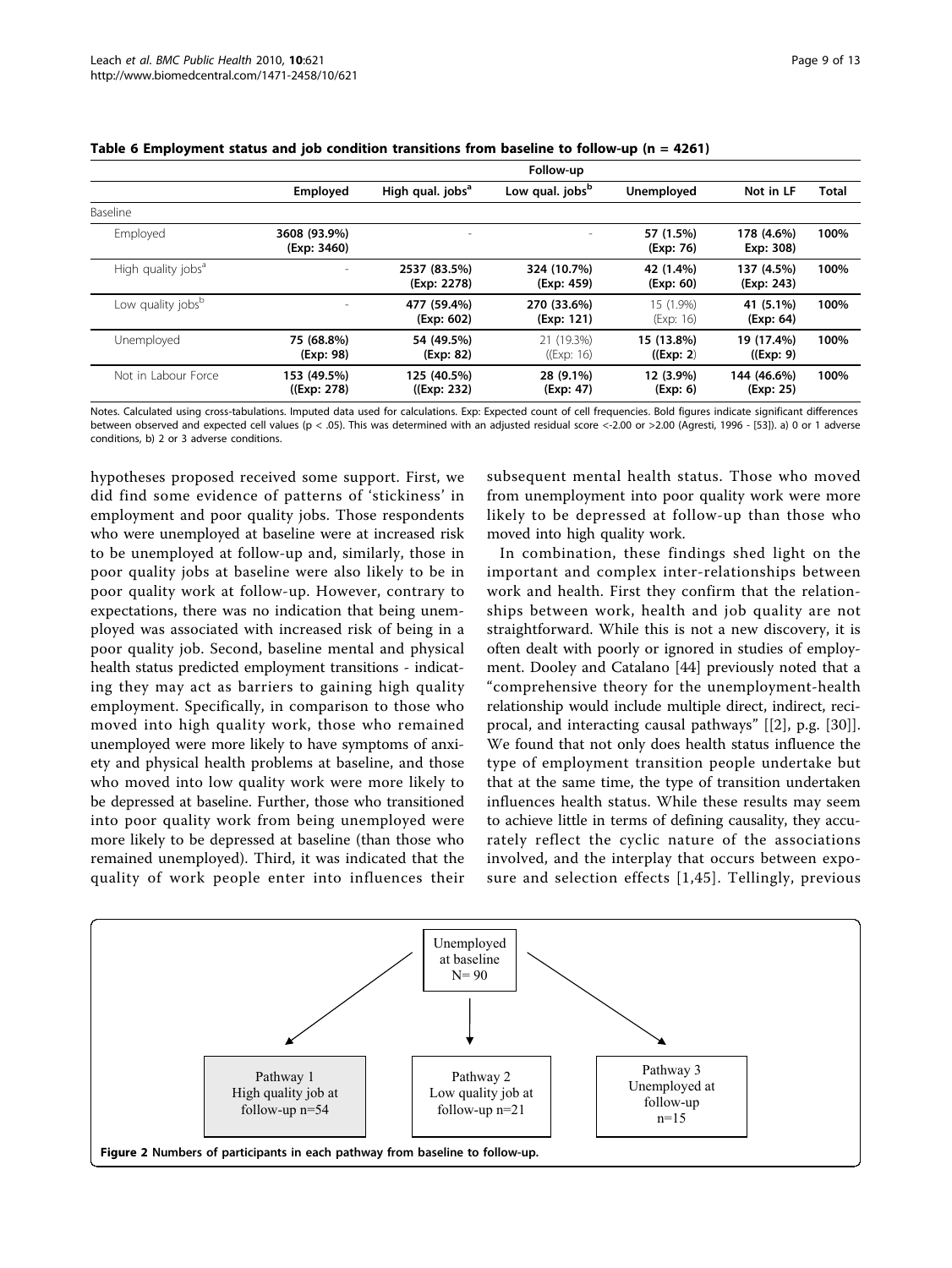**Table 6 Employment status and job condition transitions from baseline to follow-up (n = 4261)**

| | Follow-up | | | | | |
|---|---|---|---|---|---|---|
| | Employed | High qual. jobs[a] | Low qual. jobs[b] | Unemployed | Not in LF | Total |
| Baseline | | | | | | |
| Employed | **3608 (93.9%) (Exp: 3460)** | - | - | **57 (1.5%) (Exp: 76)** | **178 (4.6%) Exp: 308)** | **100%** |
| High quality jobs[a] | - | **2537 (83.5%) (Exp: 2278)** | **324 (10.7%) (Exp: 459)** | **42 (1.4%) (Exp: 60)** | **137 (4.5%) (Exp: 243)** | **100%** |
| Low quality jobs[b] | - | **477 (59.4%) (Exp: 602)** | **270 (33.6%) (Exp: 121)** | 15 (1.9%) (Exp: 16) | **41 (5.1%) (Exp: 64)** | **100%** |
| Unemployed | **75 (68.8%) (Exp: 98)** | **54 (49.5%) (Exp: 82)** | 21 (19.3%) ((Exp: 16) | **15 (13.8%) ((Exp: 2)** | **19 (17.4%) ((Exp: 9)** | **100%** |
| Not in Labour Force | **153 (49.5%) ((Exp: 278)** | **125 (40.5%) ((Exp: 232)** | **28 (9.1%) (Exp: 47)** | **12 (3.9%) (Exp: 6)** | **144 (46.6%) (Exp: 25)** | **100%** |

Notes. Calculated using cross-tabulations. Imputed data used for calculations. Exp: Expected count of cell frequencies. Bold figures indicate significant differences between observed and expected cell values (p < .05). This was determined with an adjusted residual score <-2.00 or >2.00 (Agresti, 1996 - [53]). a) 0 or 1 adverse conditions, b) 2 or 3 adverse conditions.

hypotheses proposed received some support. First, we did find some evidence of patterns of 'stickiness' in employment and poor quality jobs. Those respondents who were unemployed at baseline were at increased risk to be unemployed at follow-up and, similarly, those in poor quality jobs at baseline were also likely to be in poor quality work at follow-up. However, contrary to expectations, there was no indication that being unemployed was associated with increased risk of being in a poor quality job. Second, baseline mental and physical health status predicted employment transitions - indicating they may act as barriers to gaining high quality employment. Specifically, in comparison to those who moved into high quality work, those who remained unemployed were more likely to have symptoms of anxiety and physical health problems at baseline, and those who moved into low quality work were more likely to be depressed at baseline. Further, those who transitioned into poor quality work from being unemployed were more likely to be depressed at baseline (than those who remained unemployed). Third, it was indicated that the quality of work people enter into influences their subsequent mental health status. Those who moved from unemployment into poor quality work were more likely to be depressed at follow-up than those who moved into high quality work.

In combination, these findings shed light on the important and complex inter-relationships between work and health. First they confirm that the relationships between work, health and job quality are not straightforward. While this is not a new discovery, it is often dealt with poorly or ignored in studies of employment. Dooley and Catalano [44] previously noted that a "comprehensive theory for the unemployment-health relationship would include multiple direct, indirect, reciprocal, and interacting causal pathways" [[2], p.g. [30]]. We found that not only does health status influence the type of employment transition people undertake but that at the same time, the type of transition undertaken influences health status. While these results may seem to achieve little in terms of defining causality, they accurately reflect the cyclic nature of the associations involved, and the interplay that occurs between exposure and selection effects [1,45]. Tellingly, previous

Unemployed at baseline N= 90

Pathway 1 High quality job at follow-up n=54

Pathway 2 Low quality job at follow-up n=21

Pathway 3 Unemployed at follow-up n=15

**Figure 2 Numbers of participants in each pathway from baseline to follow-up.**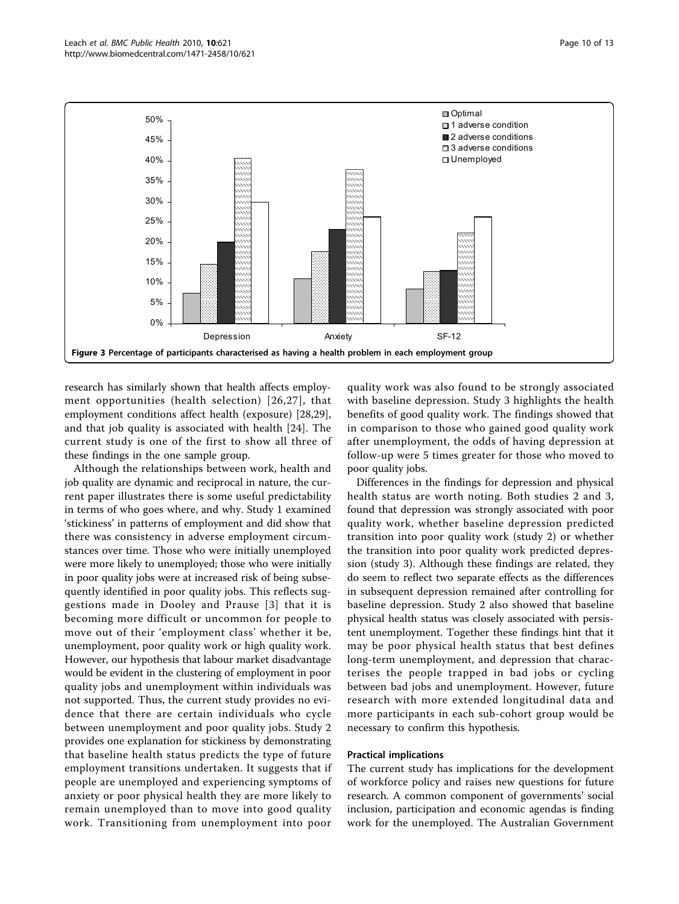**Figure 3 Percentage of participants characterised as having a health problem in each employment group**

research has similarly shown that health affects employment opportunities (health selection) [26,27], that employment conditions affect health (exposure) [28,29], and that job quality is associated with health [24]. The current study is one of the first to show all three of these findings in the one sample group.

Although the relationships between work, health and job quality are dynamic and reciprocal in nature, the current paper illustrates there is some useful predictability in terms of who goes where, and why. Study 1 examined 'stickiness' in patterns of employment and did show that there was consistency in adverse employment circumstances over time. Those who were initially unemployed were more likely to unemployed; those who were initially in poor quality jobs were at increased risk of being subsequently identified in poor quality jobs. This reflects suggestions made in Dooley and Prause [3] that it is becoming more difficult or uncommon for people to move out of their 'employment class' whether it be, unemployment, poor quality work or high quality work. However, our hypothesis that labour market disadvantage would be evident in the clustering of employment in poor quality jobs and unemployment within individuals was not supported. Thus, the current study provides no evidence that there are certain individuals who cycle between unemployment and poor quality jobs. Study 2 provides one explanation for stickiness by demonstrating that baseline health status predicts the type of future employment transitions undertaken. It suggests that if people are unemployed and experiencing symptoms of anxiety or poor physical health they are more likely to remain unemployed than to move into good quality work. Transitioning from unemployment into poor quality work was also found to be strongly associated with baseline depression. Study 3 highlights the health benefits of good quality work. The findings showed that in comparison to those who gained good quality work after unemployment, the odds of having depression at follow-up were 5 times greater for those who moved to poor quality jobs.

Differences in the findings for depression and physical health status are worth noting. Both studies 2 and 3, found that depression was strongly associated with poor quality work, whether baseline depression predicted transition into poor quality work (study 2) or whether the transition into poor quality work predicted depression (study 3). Although these findings are related, they do seem to reflect two separate effects as the differences in subsequent depression remained after controlling for baseline depression. Study 2 also showed that baseline physical health status was closely associated with persistent unemployment. Together these findings hint that it may be poor physical health status that best defines long-term unemployment, and depression that characterises the people trapped in bad jobs or cycling between bad jobs and unemployment. However, future research with more extended longitudinal data and more participants in each sub-cohort group would be necessary to confirm this hypothesis.

### Practical implications

The current study has implications for the development of workforce policy and raises new questions for future research. A common component of governments' social inclusion, participation and economic agendas is finding work for the unemployed. The Australian Government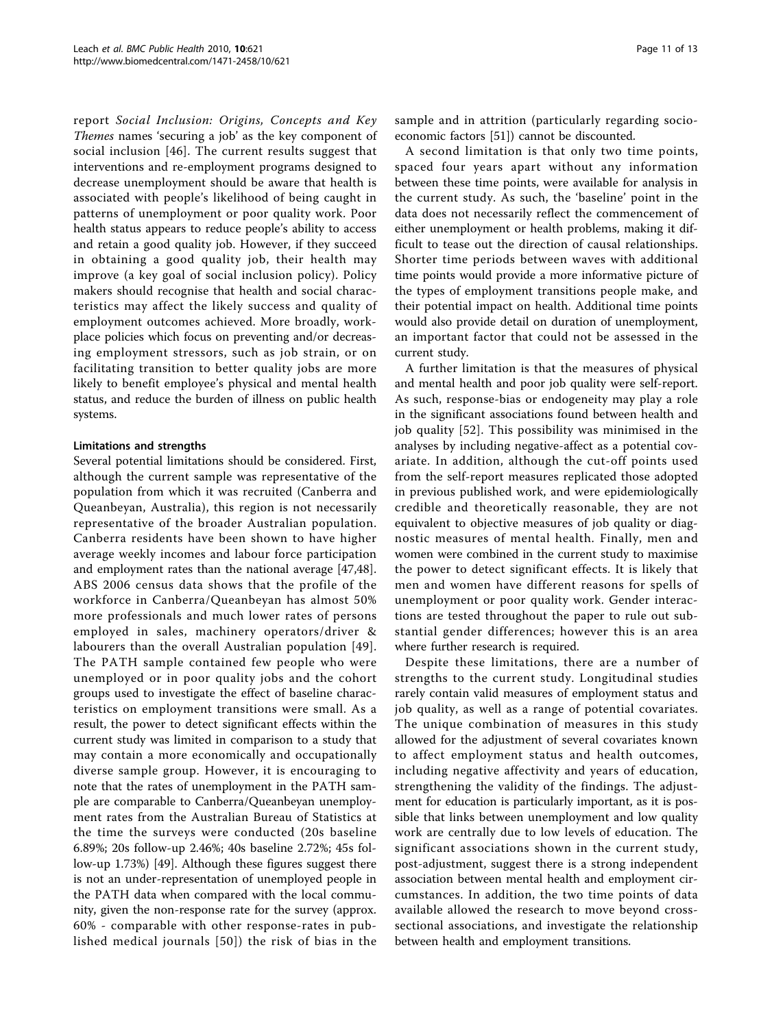report *Social Inclusion: Origins, Concepts and Key Themes* names 'securing a job' as the key component of social inclusion [46]. The current results suggest that interventions and re-employment programs designed to decrease unemployment should be aware that health is associated with people's likelihood of being caught in patterns of unemployment or poor quality work. Poor health status appears to reduce people's ability to access and retain a good quality job. However, if they succeed in obtaining a good quality job, their health may improve (a key goal of social inclusion policy). Policy makers should recognise that health and social characteristics may affect the likely success and quality of employment outcomes achieved. More broadly, workplace policies which focus on preventing and/or decreasing employment stressors, such as job strain, or on facilitating transition to better quality jobs are more likely to benefit employee's physical and mental health status, and reduce the burden of illness on public health systems.

#### Limitations and strengths

Several potential limitations should be considered. First, although the current sample was representative of the population from which it was recruited (Canberra and Queanbeyan, Australia), this region is not necessarily representative of the broader Australian population. Canberra residents have been shown to have higher average weekly incomes and labour force participation and employment rates than the national average [47,48]. ABS 2006 census data shows that the profile of the workforce in Canberra/Queanbeyan has almost 50% more professionals and much lower rates of persons employed in sales, machinery operators/driver & labourers than the overall Australian population [49]. The PATH sample contained few people who were unemployed or in poor quality jobs and the cohort groups used to investigate the effect of baseline characteristics on employment transitions were small. As a result, the power to detect significant effects within the current study was limited in comparison to a study that may contain a more economically and occupationally diverse sample group. However, it is encouraging to note that the rates of unemployment in the PATH sample are comparable to Canberra/Queanbeyan unemployment rates from the Australian Bureau of Statistics at the time the surveys were conducted (20s baseline 6.89%; 20s follow-up 2.46%; 40s baseline 2.72%; 45s follow-up 1.73%) [49]. Although these figures suggest there is not an under-representation of unemployed people in the PATH data when compared with the local community, given the non-response rate for the survey (approx. 60% - comparable with other response-rates in published medical journals [50]) the risk of bias in the sample and in attrition (particularly regarding socio-economic factors [51]) cannot be discounted.

A second limitation is that only two time points, spaced four years apart without any information between these time points, were available for analysis in the current study. As such, the 'baseline' point in the data does not necessarily reflect the commencement of either unemployment or health problems, making it difficult to tease out the direction of causal relationships. Shorter time periods between waves with additional time points would provide a more informative picture of the types of employment transitions people make, and their potential impact on health. Additional time points would also provide detail on duration of unemployment, an important factor that could not be assessed in the current study.

A further limitation is that the measures of physical and mental health and poor job quality were self-report. As such, response-bias or endogeneity may play a role in the significant associations found between health and job quality [52]. This possibility was minimised in the analyses by including negative-affect as a potential covariate. In addition, although the cut-off points used from the self-report measures replicated those adopted in previous published work, and were epidemiologically credible and theoretically reasonable, they are not equivalent to objective measures of job quality or diagnostic measures of mental health. Finally, men and women were combined in the current study to maximise the power to detect significant effects. It is likely that men and women have different reasons for spells of unemployment or poor quality work. Gender interactions are tested throughout the paper to rule out substantial gender differences; however this is an area where further research is required.

Despite these limitations, there are a number of strengths to the current study. Longitudinal studies rarely contain valid measures of employment status and job quality, as well as a range of potential covariates. The unique combination of measures in this study allowed for the adjustment of several covariates known to affect employment status and health outcomes, including negative affectivity and years of education, strengthening the validity of the findings. The adjustment for education is particularly important, as it is possible that links between unemployment and low quality work are centrally due to low levels of education. The significant associations shown in the current study, post-adjustment, suggest there is a strong independent association between mental health and employment circumstances. In addition, the two time points of data available allowed the research to move beyond cross-sectional associations, and investigate the relationship between health and employment transitions.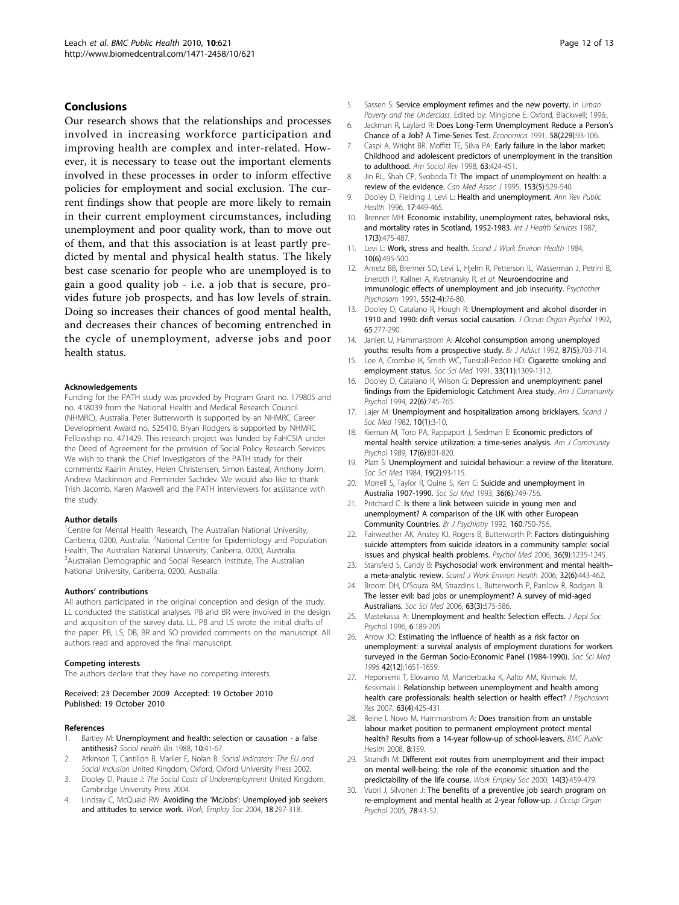## Conclusions

Our research shows that the relationships and processes involved in increasing workforce participation and improving health are complex and inter-related. However, it is necessary to tease out the important elements involved in these processes in order to inform effective policies for employment and social exclusion. The current findings show that people are more likely to remain in their current employment circumstances, including unemployment and poor quality work, than to move out of them, and that this association is at least partly predicted by mental and physical health status. The likely best case scenario for people who are unemployed is to gain a good quality job - i.e. a job that is secure, provides future job prospects, and has low levels of strain. Doing so increases their chances of good mental health, and decreases their chances of becoming entrenched in the cycle of unemployment, adverse jobs and poor health status.

#### Acknowledgements

Funding for the PATH study was provided by Program Grant no. 179805 and no. 418039 from the National Health and Medical Research Council (NHMRC), Australia. Peter Butterworth is supported by an NHMRC Career Development Award no. 525410. Bryan Rodgers is supported by NHMRC Fellowship no. 471429. This research project was funded by FaHCSIA under the Deed of Agreement for the provision of Social Policy Research Services. We wish to thank the Chief Investigators of the PATH study for their comments: Kaarin Anstey, Helen Christensen, Simon Easteal, Anthony Jorm, Andrew Mackinnon and Perminder Sachdev. We would also like to thank Trish Jacomb, Karen Maxwell and the PATH interviewers for assistance with the study.

#### Author details

[1]Centre for Mental Health Research, The Australian National University, Canberra, 0200, Australia. [2]National Centre for Epidemiology and Population Health, The Australian National University, Canberra, 0200, Australia. [3]Australian Demographic and Social Research Institute, The Australian National University, Canberra, 0200, Australia.

#### Authors' contributions

All authors participated in the original conception and design of the study. LL conducted the statistical analyses. PB and BR were involved in the design and acquisition of the survey data. LL, PB and LS wrote the initial drafts of the paper. PB, LS, DB, BR and SO provided comments on the manuscript. All authors read and approved the final manuscript.

#### Competing interests

The authors declare that they have no competing interests.

Received: 23 December 2009 Accepted: 19 October 2010
Published: 19 October 2010

#### References

1. Bartley M: **Unemployment and health: selection or causation - a false antithesis?** *Sociol Health Illn* 1988, **10**:41-67.
2. Atkinson T, Cantillon B, Marlier E, Nolan B: *Social Indicators: The EU and Social Inclusion* United Kingdom, Oxford, Oxford University Press 2002.
3. Dooley D, Prause J: *The Social Costs of Underemployment* United Kingdom, Cambridge University Press 2004.
4. Lindsay C, McQuaid RW: **Avoiding the 'McJobs': Unemployed job seekers and attitudes to service work.** *Work, Employ Soc* 2004, **18**:297-318.
5. Sassen S: **Service employment refimes and the new poverty.** In *Urban Poverty and the Underclass.* Edited by: Mingione E. Oxford, Blackwell; 1996:.
6. Jackman R, Laylard R: **Does Long-Term Unemployment Reduce a Person's Chance of a Job? A Time-Series Test.** *Economica* 1991, **58(229)**:93-106.
7. Caspi A, Wright BR, Moffitt TE, Silva PA: **Early failure in the labor market: Childhood and adolescent predictors of unemployment in the transition to adulthood.** *Am Sociol Rev* 1998, **63**:424-451.
8. Jin RL, Shah CP, Svoboda TJ: **The impact of unemployment on health: a review of the evidence.** *Can Med Assoc J* 1995, **153(5)**:529-540.
9. Dooley D, Fielding J, Levi L: **Health and unemployment.** *Ann Rev Public Health* 1996, **17**:449-465.
10. Brenner MH: **Economic instability, unemployment rates, behavioral risks, and mortality rates in Scotland, 1952-1983.** *Int J Health Services* 1987, **17(3)**:475-487.
11. Levi L: **Work, stress and health.** *Scand J Work Environ Health* 1984, **10(6)**:495-500.
12. Arnetz BB, Brenner SO, Levi L, Hjelm R, Petterson IL, Wasserman J, Petrini B, Eneroth P, Kallner A, Kvetnansky R, *et al*: **Neuroendocrine and immunologic effects of unemployment and job insecurity.** *Psychother Psychosom* 1991, **55(2-4)**:76-80.
13. Dooley D, Catalano R, Hough R: **Unemployment and alcohol disorder in 1910 and 1990: drift versus social causation.** *J Occup Organ Psychol* 1992, **65**:277-290.
14. Janlert U, Hammarstrom A: **Alcohol consumption among unemployed youths: results from a prospective study.** *Br J Addict* 1992, **87(5)**:703-714.
15. Lee A, Crombie IK, Smith WC, Tunstall-Pedoe HD: **Cigarette smoking and employment status.** *Soc Sci Med* 1991, **33(11)**:1309-1312.
16. Dooley D, Catalano R, Wilson G: **Depression and unemployment: panel findings from the Epidemiologic Catchment Area study.** *Am J Community Psychol* 1994, **22(6)**:745-765.
17. Lajer M: **Unemployment and hospitalization among bricklayers.** *Scand J Soc Med* 1982, **10(1)**:3-10.
18. Kiernan M, Toro PA, Rappaport J, Seidman E: **Economic predictors of mental health service utilization: a time-series analysis.** *Am J Community Psychol* 1989, **17(6)**:801-820.
19. Platt S: **Unemployment and suicidal behaviour: a review of the literature.** *Soc Sci Med* 1984, **19(2)**:93-115.
20. Morrell S, Taylor R, Quine S, Kerr C: **Suicide and unemployment in Australia 1907-1990.** *Soc Sci Med* 1993, **36(6)**:749-756.
21. Pritchard C: **Is there a link between suicide in young men and unemployment? A comparison of the UK with other European Community Countries.** *Br J Psychiatry* 1992, **160**:750-756.
22. Fairweather AK, Anstey KJ, Rogers B, Butterworth P: **Factors distinguishing suicide attempters from suicide ideators in a community sample: social issues and physical health problems.** *Psychol Med* 2006, **36(9)**:1235-1245.
23. Stansfeld S, Candy B: **Psychosocial work environment and mental health–a meta-analytic review.** *Scand J Work Environ Health* 2006, **32(6)**:443-462.
24. Broom DH, D'Souza RM, Strazdins L, Butterworth P, Parslow R, Rodgers B: **The lesser evil: bad jobs or unemployment? A survey of mid-aged Australians.** *Soc Sci Med* 2006, **63(3)**:575-586.
25. Mastekassa A: **Unemployment and health: Selection effects.** *J Appl Soc Psychol* 1996, **6**:189-205.
26. Arrow JO: **Estimating the influence of health as a risk factor on unemployment: a survival analysis of employment durations for workers surveyed in the German Socio-Economic Panel (1984-1990).** *Soc Sci Med 1996* **42(12)**:1651-1659.
27. Heponiemi T, Elovainio M, Manderbacka K, Aalto AM, Kivimaki M, Keskimaki I: **Relationship between unemployment and health among health care professionals: health selection or health effect?** *J Psychosom Res* 2007, **63(4)**:425-431.
28. Reine I, Novo M, Hammarstrom A: **Does transition from an unstable labour market position to permanent employment protect mental health? Results from a 14-year follow-up of school-leavers.** *BMC Public Health* 2008, **8**:159.
29. Strandh M: **Different exit routes from unemployment and their impact on mental well-being: the role of the economic situation and the predictability of the life course.** *Work Employ Soc* 2000, **14(3)**:459-479.
30. Vuori J, Silvonen J: **The benefits of a preventive job search program on re-employment and mental health at 2-year follow-up.** *J Occup Organ Psychol* 2005, **78**:43-52.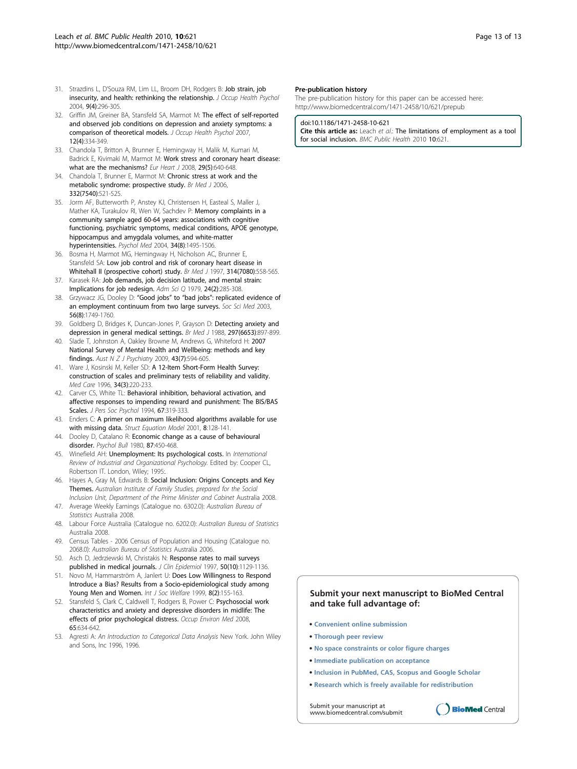31. Strazdins L, D'Souza RM, Lim LL, Broom DH, Rodgers B: **Job strain, job insecurity, and health: rethinking the relationship.** *J Occup Health Psychol* 2004, **9(4)**:296-305.
32. Griffin JM, Greiner BA, Stansfeld SA, Marmot M: **The effect of self-reported and observed job conditions on depression and anxiety symptoms: a comparison of theoretical models.** *J Occup Health Psychol* 2007, **12(4)**:334-349.
33. Chandola T, Britton A, Brunner E, Hemingway H, Malik M, Kumari M, Badrick E, Kivimaki M, Marmot M: **Work stress and coronary heart disease: what are the mechanisms?** *Eur Heart J* 2008, **29(5)**:640-648.
34. Chandola T, Brunner E, Marmot M: **Chronic stress at work and the metabolic syndrome: prospective study.** *Br Med J* 2006, **332(7540)**:521-525.
35. Jorm AF, Butterworth P, Anstey KJ, Christensen H, Easteal S, Maller J, Mather KA, Turakulov RI, Wen W, Sachdev P: **Memory complaints in a community sample aged 60-64 years: associations with cognitive functioning, psychiatric symptoms, medical conditions, APOE genotype, hippocampus and amygdala volumes, and white-matter hyperintensities.** *Psychol Med* 2004, **34(8)**:1495-1506.
36. Bosma H, Marmot MG, Hemingway H, Nicholson AC, Brunner E, Stansfeld SA: **Low job control and risk of coronary heart disease in Whitehall II (prospective cohort) study.** *Br Med J* 1997, **314(7080)**:558-565.
37. Karasek RA: **Job demands, job decision latitude, and mental strain: Implications for job redesign.** *Adm Sci Q* 1979, **24(2)**:285-308.
38. Grzywacz JG, Dooley D: **"Good jobs" to "bad jobs": replicated evidence of an employment continuum from two large surveys.** *Soc Sci Med* 2003, **56(8)**:1749-1760.
39. Goldberg D, Bridges K, Duncan-Jones P, Grayson D: **Detecting anxiety and depression in general medical settings.** *Br Med J* 1988, **297(6653)**:897-899.
40. Slade T, Johnston A, Oakley Browne M, Andrews G, Whiteford H: **2007 National Survey of Mental Health and Wellbeing: methods and key findings.** *Aust N Z J Psychiatry* 2009, **43(7)**:594-605.
41. Ware J, Kosinski M, Keller SD: **A 12-Item Short-Form Health Survey: construction of scales and preliminary tests of reliability and validity.** *Med Care* 1996, **34(3)**:220-233.
42. Carver CS, White TL: **Behavioral inhibition, behavioral activation, and affective responses to impending reward and punishment: The BIS/BAS Scales.** *J Pers Soc Psychol* 1994, **67**:319-333.
43. Enders C: **A primer on maximum likelihood algorithms available for use with missing data.** *Struct Equation Model* 2001, **8**:128-141.
44. Dooley D, Catalano R: **Economic change as a cause of behavioural disorder.** *Psychol Bull* 1980, **87**:450-468.
45. Winefield AH: **Unemployment: Its psychological costs.** In *International Review of Industrial and Organizational Psychology.* Edited by: Cooper CL, Robertson IT. London, Wiley; 1995:.
46. Hayes A, Gray M, Edwards B: **Social Inclusion: Origins Concepts and Key Themes.** *Australian Institute of Family Studies, prepared for the Social Inclusion Unit, Department of the Prime Minister and Cabinet* Australia 2008.
47. Average Weekly Earnings (Catalogue no. 6302.0): *Australian Bureau of Statistics* Australia 2008.
48. Labour Force Australia (Catalogue no. 6202.0): *Australian Bureau of Statistics* Australia 2008.
49. Census Tables - 2006 Census of Population and Housing (Catalogue no. 2068.0): *Australian Bureau of Statistics* Australia 2006.
50. Asch D, Jedrziewski M, Christakis N: **Response rates to mail surveys published in medical journals.** *J Clin Epidemiol* 1997, **50(10)**:1129-1136.
51. Novo M, Hammarström A, Janlert U: **Does Low Willingness to Respond Introduce a Bias? Results from a Socio-epidemiological study among Young Men and Women.** *Int J Soc Welfare* 1999, **8(2)**:155-163.
52. Stansfeld S, Clark C, Caldwell T, Rodgers B, Power C: **Psychosocial work characteristics and anxiety and depressive disorders in midlife: The effects of prior psychological distress.** *Occup Environ Med* 2008, **65**:634-642.
53. Agresti A: *An Introduction to Categorical Data Analysis* New York. John Wiley and Sons, Inc 1996, 1996.

### Pre-publication history

The pre-publication history for this paper can be accessed here:
http://www.biomedcentral.com/1471-2458/10/621/prepub

doi:10.1186/1471-2458-10-621

**Cite this article as:** Leach *et al.*: The limitations of employment as a tool for social inclusion. *BMC Public Health* 2010 **10**:621.

**Submit your next manuscript to BioMed Central and take full advantage of:**

- **Convenient online submission**
- **Thorough peer review**
- **No space constraints or color figure charges**
- **Immediate publication on acceptance**
- **Inclusion in PubMed, CAS, Scopus and Google Scholar**
- **Research which is freely available for redistribution**

Submit your manuscript at
www.biomedcentral.com/submit

BioMed Central